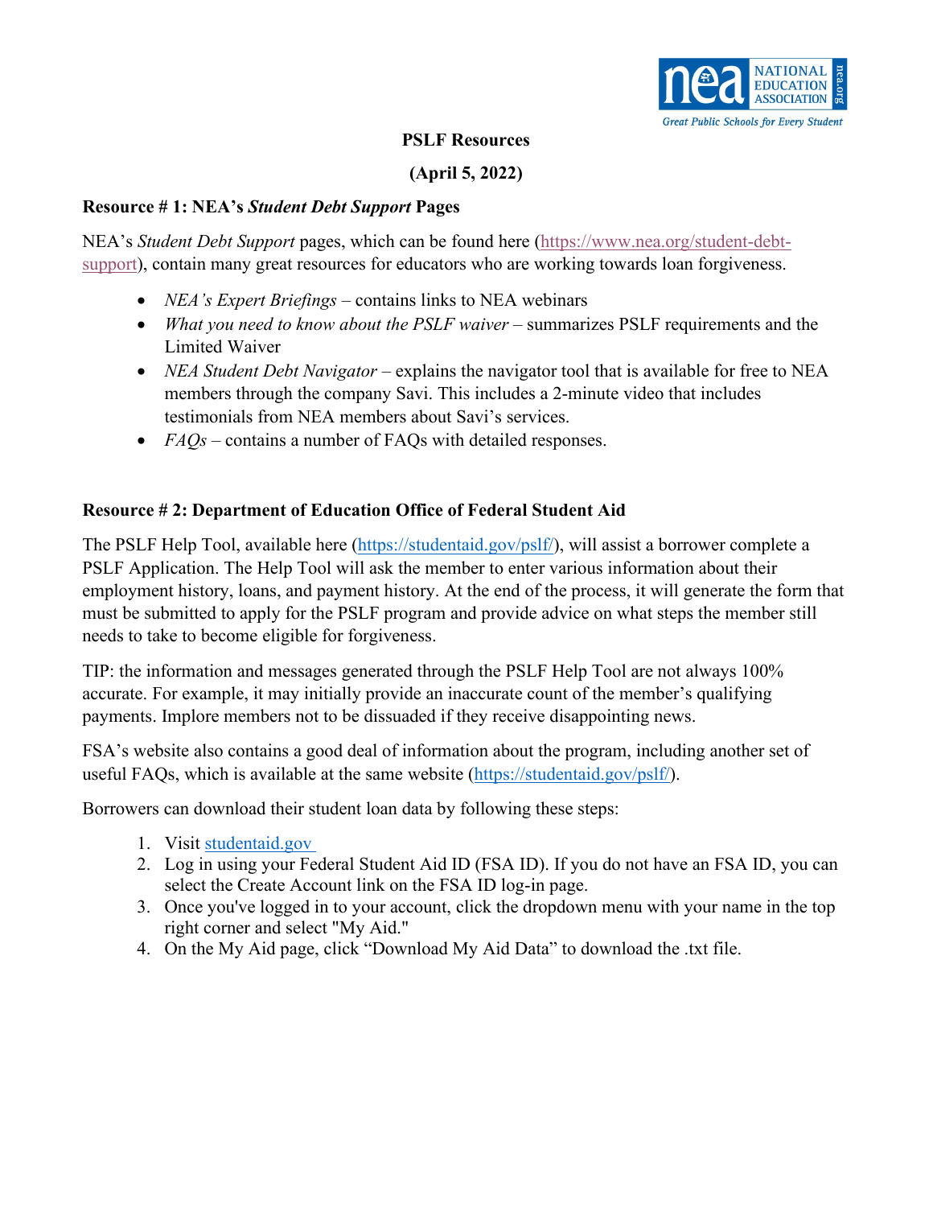# PSLF Resources

**(April 5, 2022)**

## Resource # 1: NEA's *Student Debt Support* Pages

NEA's *Student Debt Support* pages, which can be found here (https://www.nea.org/student-debt-support), contain many great resources for educators who are working towards loan forgiveness.

- *NEA's Expert Briefings* – contains links to NEA webinars
- *What you need to know about the PSLF waiver* – summarizes PSLF requirements and the Limited Waiver
- *NEA Student Debt Navigator* – explains the navigator tool that is available for free to NEA members through the company Savi. This includes a 2-minute video that includes testimonials from NEA members about Savi's services.
- *FAQs* – contains a number of FAQs with detailed responses.

## Resource # 2: Department of Education Office of Federal Student Aid

The PSLF Help Tool, available here (https://studentaid.gov/pslf/), will assist a borrower complete a PSLF Application. The Help Tool will ask the member to enter various information about their employment history, loans, and payment history. At the end of the process, it will generate the form that must be submitted to apply for the PSLF program and provide advice on what steps the member still needs to take to become eligible for forgiveness.

TIP: the information and messages generated through the PSLF Help Tool are not always 100% accurate. For example, it may initially provide an inaccurate count of the member's qualifying payments. Implore members not to be dissuaded if they receive disappointing news.

FSA's website also contains a good deal of information about the program, including another set of useful FAQs, which is available at the same website (https://studentaid.gov/pslf/).

Borrowers can download their student loan data by following these steps:

1. Visit studentaid.gov
2. Log in using your Federal Student Aid ID (FSA ID). If you do not have an FSA ID, you can select the Create Account link on the FSA ID log-in page.
3. Once you've logged in to your account, click the dropdown menu with your name in the top right corner and select "My Aid."
4. On the My Aid page, click "Download My Aid Data" to download the .txt file.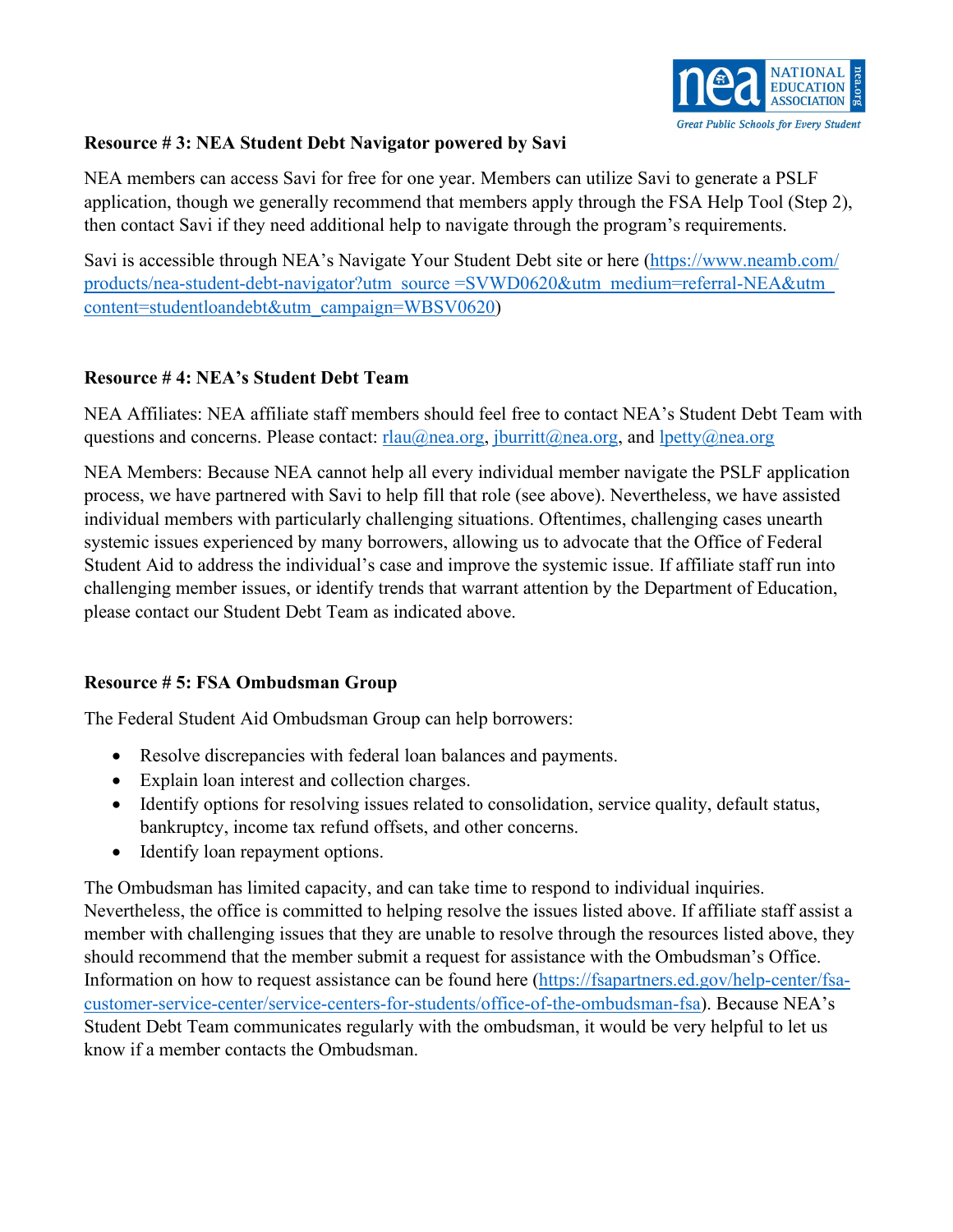**Resource # 3: NEA Student Debt Navigator powered by Savi**

NEA members can access Savi for free for one year. Members can utilize Savi to generate a PSLF application, though we generally recommend that members apply through the FSA Help Tool (Step 2), then contact Savi if they need additional help to navigate through the program's requirements.

Savi is accessible through NEA's Navigate Your Student Debt site or here (https://www.neamb.com/products/nea-student-debt-navigator?utm_source =SVWD0620&utm_medium=referral-NEA&utm_content=studentloandebt&utm_campaign=WBSV0620)

**Resource # 4: NEA's Student Debt Team**

NEA Affiliates: NEA affiliate staff members should feel free to contact NEA's Student Debt Team with questions and concerns. Please contact: rlau@nea.org, jburritt@nea.org, and lpetty@nea.org

NEA Members: Because NEA cannot help all every individual member navigate the PSLF application process, we have partnered with Savi to help fill that role (see above). Nevertheless, we have assisted individual members with particularly challenging situations. Oftentimes, challenging cases unearth systemic issues experienced by many borrowers, allowing us to advocate that the Office of Federal Student Aid to address the individual's case and improve the systemic issue. If affiliate staff run into challenging member issues, or identify trends that warrant attention by the Department of Education, please contact our Student Debt Team as indicated above.

**Resource # 5: FSA Ombudsman Group**

The Federal Student Aid Ombudsman Group can help borrowers:

- Resolve discrepancies with federal loan balances and payments.
- Explain loan interest and collection charges.
- Identify options for resolving issues related to consolidation, service quality, default status, bankruptcy, income tax refund offsets, and other concerns.
- Identify loan repayment options.

The Ombudsman has limited capacity, and can take time to respond to individual inquiries. Nevertheless, the office is committed to helping resolve the issues listed above. If affiliate staff assist a member with challenging issues that they are unable to resolve through the resources listed above, they should recommend that the member submit a request for assistance with the Ombudsman's Office. Information on how to request assistance can be found here (https://fsapartners.ed.gov/help-center/fsa-customer-service-center/service-centers-for-students/office-of-the-ombudsman-fsa). Because NEA's Student Debt Team communicates regularly with the ombudsman, it would be very helpful to let us know if a member contacts the Ombudsman.